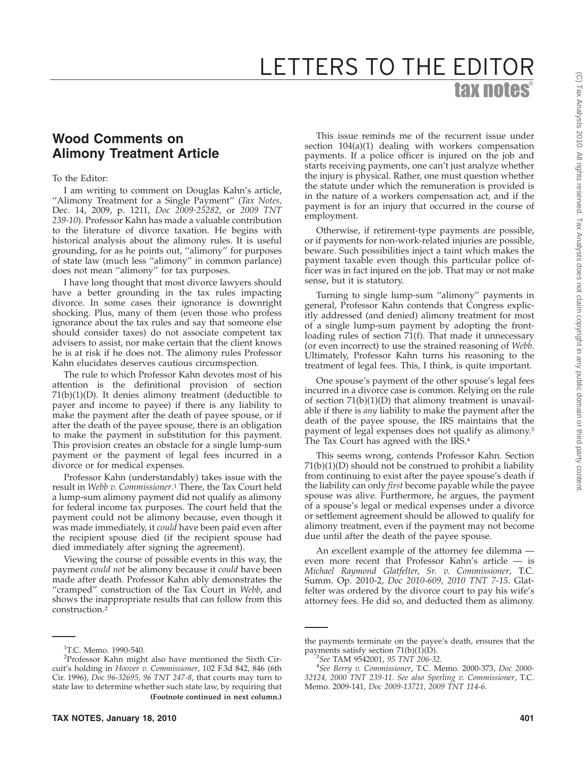# LETTERS TO THE EDITOR

## Wood Comments on Alimony Treatment Article

To the Editor:

I am writing to comment on Douglas Kahn's article, ''Alimony Treatment for a Single Payment'' (*Tax Notes,* Dec. 14, 2009, p. 1211, *Doc 2009-25282*, or *2009 TNT 239-10*). Professor Kahn has made a valuable contribution to the literature of divorce taxation. He begins with historical analysis about the alimony rules. It is useful grounding, for as he points out, ''alimony'' for purposes of state law (much less ''alimony'' in common parlance) does not mean ''alimony'' for tax purposes.

I have long thought that most divorce lawyers should have a better grounding in the tax rules impacting divorce. In some cases their ignorance is downright shocking. Plus, many of them (even those who profess ignorance about the tax rules and say that someone else should consider taxes) do not associate competent tax advisers to assist, nor make certain that the client knows he is at risk if he does not. The alimony rules Professor Kahn elucidates deserves cautious circumspection.

The rule to which Professor Kahn devotes most of his attention is the definitional provision of section 71(b)(1)(D). It denies alimony treatment (deductible to payer and income to payee) if there is any liability to make the payment after the death of payee spouse, or if after the death of the payee spouse, there is an obligation to make the payment in substitution for this payment. This provision creates an obstacle for a single lump-sum payment or the payment of legal fees incurred in a divorce or for medical expenses.

Professor Kahn (understandably) takes issue with the result in *Webb v. Commissioner*.[1] There, the Tax Court held a lump-sum alimony payment did not qualify as alimony for federal income tax purposes. The court held that the payment could not be alimony because, even though it was made immediately, it *could* have been paid even after the recipient spouse died (if the recipient spouse had died immediately after signing the agreement).

Viewing the course of possible events in this way, the payment *could not* be alimony because it *could* have been made after death. Professor Kahn ably demonstrates the ''cramped'' construction of the Tax Court in *Webb*, and shows the inappropriate results that can follow from this construction.[2]

This issue reminds me of the recurrent issue under section 104(a)(1) dealing with workers compensation payments. If a police officer is injured on the job and starts receiving payments, one can't just analyze whether the injury is physical. Rather, one must question whether the statute under which the remuneration is provided is in the nature of a workers compensation act, and if the payment is for an injury that occurred in the course of employment.

Otherwise, if retirement-type payments are possible, or if payments for non-work-related injuries are possible, beware. Such possibilities inject a taint which makes the payment taxable even though this particular police officer was in fact injured on the job. That may or not make sense, but it is statutory.

Turning to single lump-sum ''alimony'' payments in general, Professor Kahn contends that Congress explicitly addressed (and denied) alimony treatment for most of a single lump-sum payment by adopting the front-loading rules of section 71(f). That made it unnecessary (or even incorrect) to use the strained reasoning of *Webb*. Ultimately, Professor Kahn turns his reasoning to the treatment of legal fees. This, I think, is quite important.

One spouse's payment of the other spouse's legal fees incurred in a divorce case is common. Relying on the rule of section 71(b)(1)(D) that alimony treatment is unavailable if there is *any* liability to make the payment after the death of the payee spouse, the IRS maintains that the payment of legal expenses does not qualify as alimony.[3] The Tax Court has agreed with the IRS.[4]

This seems wrong, contends Professor Kahn. Section 71(b)(1)(D) should not be construed to prohibit a liability from continuing to exist after the payee spouse's death if the liability can only *first* become payable while the payee spouse was alive. Furthermore, he argues, the payment of a spouse's legal or medical expenses under a divorce or settlement agreement should be allowed to qualify for alimony treatment, even if the payment may not become due until after the death of the payee spouse.

An excellent example of the attorney fee dilemma — even more recent that Professor Kahn's article — is *Michael Raymond Glatfelter, Sr. v. Commissioner*, T.C. Summ. Op. 2010-2, *Doc 2010-609, 2010 TNT 7-15*. Glatfelter was ordered by the divorce court to pay his wife's attorney fees. He did so, and deducted them as alimony.

---

[1] T.C. Memo. 1990-540.

[2] Professor Kahn might also have mentioned the Sixth Circuit's holding in *Hoover v. Commissioner*, 102 F.3d 842, 846 (6th Cir. 1996), *Doc 96-32695, 96 TNT 247-8*, that courts may turn to state law to determine whether such state law, by requiring that the payments terminate on the payee's death, ensures that the payments satisfy section 71(b)(1)(D).

[3] *See* TAM 9542001, *95 TNT 206-32*.

[4] *See Berry v. Commissioner*, T.C. Memo. 2000-373, *Doc 2000-32124, 2000 TNT 239-11*. *See also Sperling v. Commissioner*, T.C. Memo. 2009-141, *Doc 2009-13721, 2009 TNT 114-6*.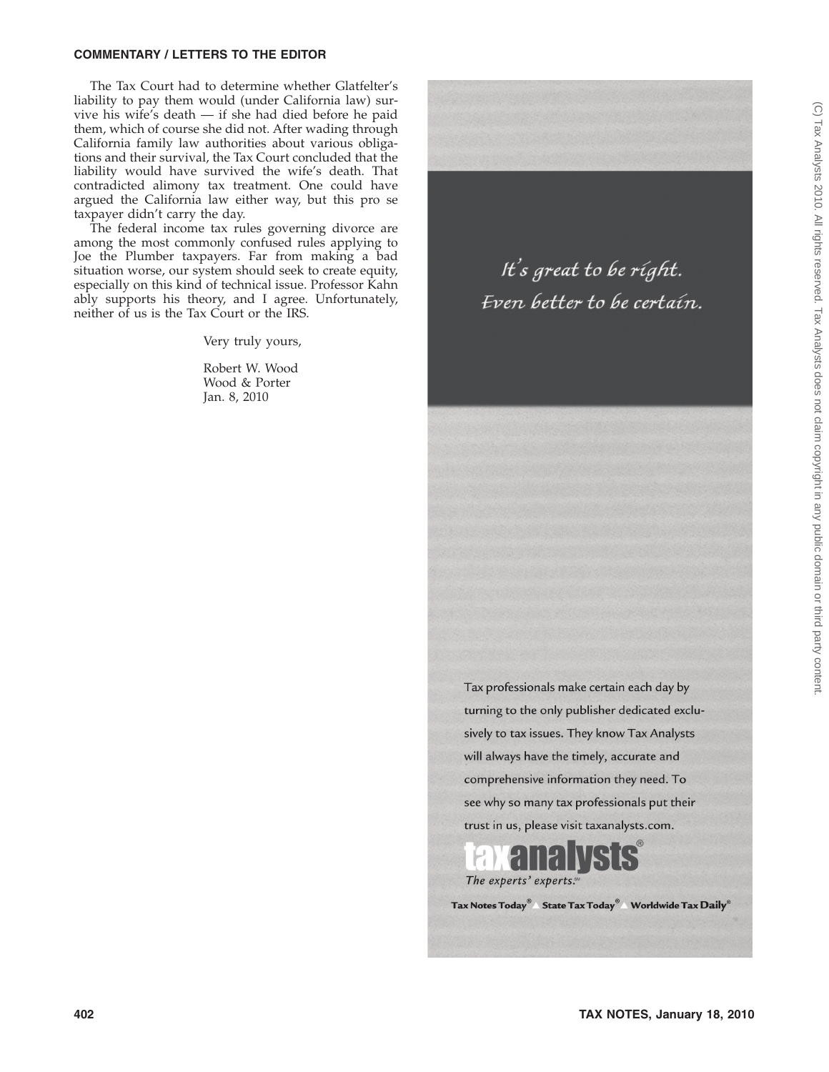The Tax Court had to determine whether Glatfelter's liability to pay them would (under California law) survive his wife's death — if she had died before he paid them, which of course she did not. After wading through California family law authorities about various obligations and their survival, the Tax Court concluded that the liability would have survived the wife's death. That contradicted alimony tax treatment. One could have argued the California law either way, but this pro se taxpayer didn't carry the day.

The federal income tax rules governing divorce are among the most commonly confused rules applying to Joe the Plumber taxpayers. Far from making a bad situation worse, our system should seek to create equity, especially on this kind of technical issue. Professor Kahn ably supports his theory, and I agree. Unfortunately, neither of us is the Tax Court or the IRS.

Very truly yours,

Robert W. Wood
Wood & Porter
Jan. 8, 2010

*It's great to be right.*
*Even better to be certain.*

Tax professionals make certain each day by turning to the only publisher dedicated exclusively to tax issues. They know Tax Analysts will always have the timely, accurate and comprehensive information they need. To see why so many tax professionals put their trust in us, please visit taxanalysts.com.

taxanalysts®
*The experts' experts.*℠

Tax Notes Today® State Tax Today® Worldwide Tax Daily®